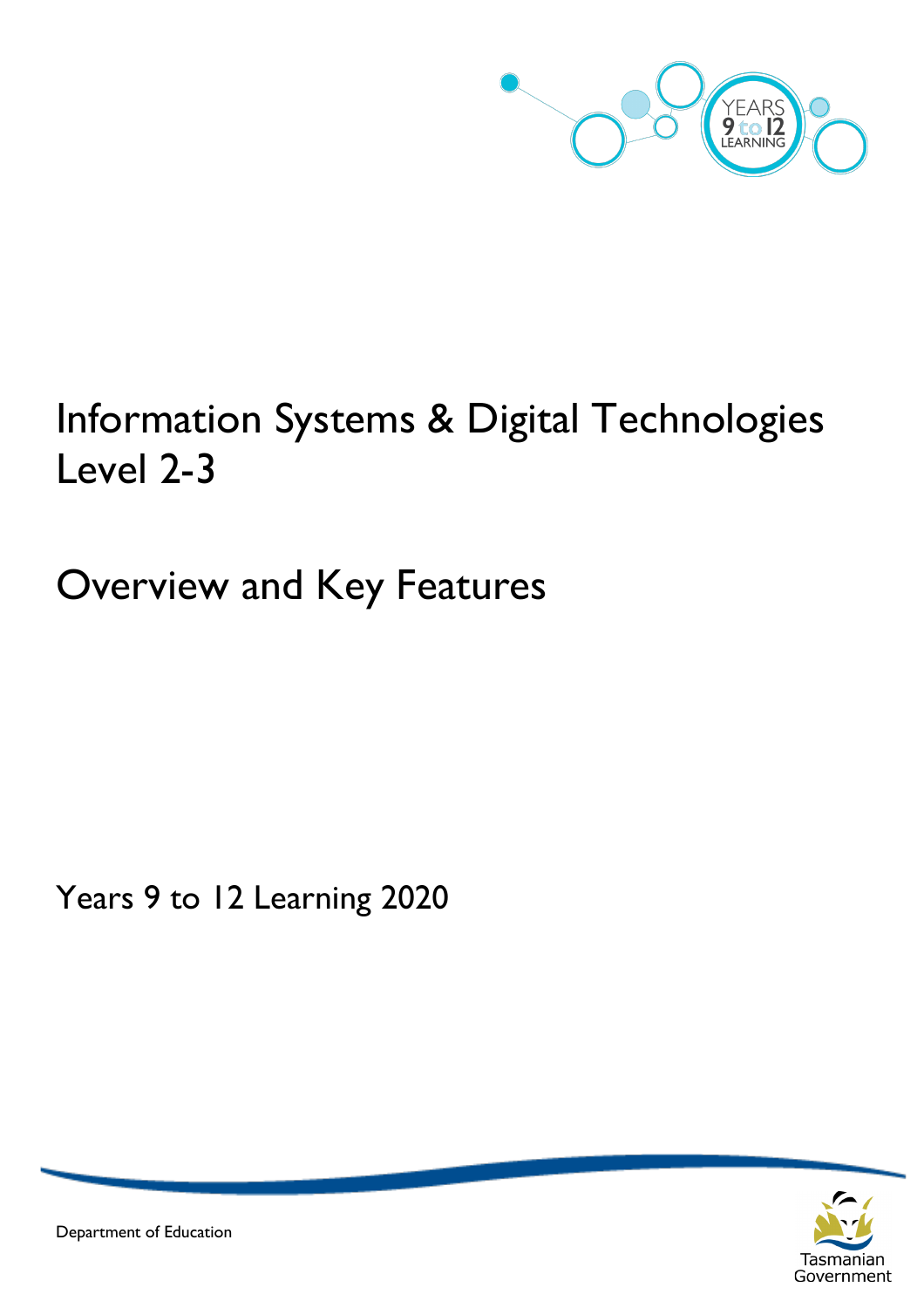# Information Systems & Digital Technologies Level 2-3

## Overview and Key Features

Years 9 to 12 Learning 2020

Department of Education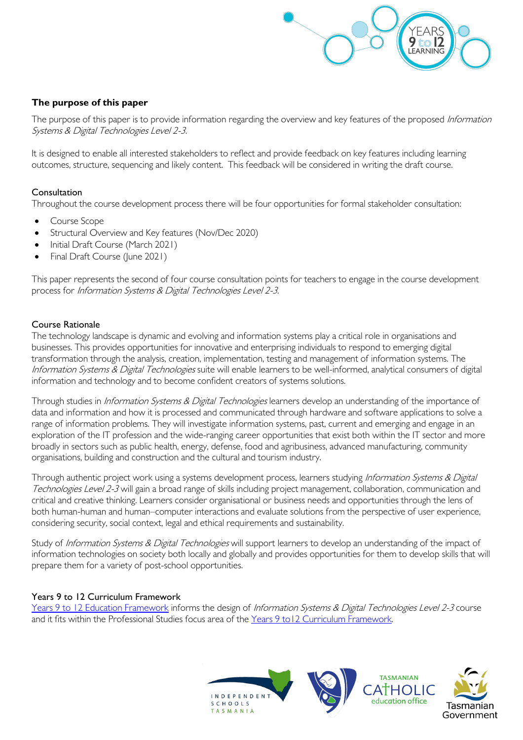## The purpose of this paper

The purpose of this paper is to provide information regarding the overview and key features of the proposed *Information Systems & Digital Technologies Level 2-3.*

It is designed to enable all interested stakeholders to reflect and provide feedback on key features including learning outcomes, structure, sequencing and likely content. This feedback will be considered in writing the draft course.

### Consultation

Throughout the course development process there will be four opportunities for formal stakeholder consultation:

- Course Scope
- Structural Overview and Key features (Nov/Dec 2020)
- Initial Draft Course (March 2021)
- Final Draft Course (June 2021)

This paper represents the second of four course consultation points for teachers to engage in the course development process for *Information Systems & Digital Technologies Level 2-3*.

### Course Rationale

The technology landscape is dynamic and evolving and information systems play a critical role in organisations and businesses. This provides opportunities for innovative and enterprising individuals to respond to emerging digital transformation through the analysis, creation, implementation, testing and management of information systems. The *Information Systems & Digital Technologies* suite will enable learners to be well-informed, analytical consumers of digital information and technology and to become confident creators of systems solutions.

Through studies in *Information Systems & Digital Technologies* learners develop an understanding of the importance of data and information and how it is processed and communicated through hardware and software applications to solve a range of information problems. They will investigate information systems, past, current and emerging and engage in an exploration of the IT profession and the wide-ranging career opportunities that exist both within the IT sector and more broadly in sectors such as public health, energy, defense, food and agribusiness, advanced manufacturing, community organisations, building and construction and the cultural and tourism industry.

Through authentic project work using a systems development process, learners studying *Information Systems & Digital Technologies Level 2-3* will gain a broad range of skills including project management, collaboration, communication and critical and creative thinking. Learners consider organisational or business needs and opportunities through the lens of both human-human and human–computer interactions and evaluate solutions from the perspective of user experience, considering security, social context, legal and ethical requirements and sustainability.

Study of *Information Systems & Digital Technologies* will support learners to develop an understanding of the impact of information technologies on society both locally and globally and provides opportunities for them to develop skills that will prepare them for a variety of post-school opportunities.

### Years 9 to 12 Curriculum Framework

[Years 9 to 12 Education Framework] informs the design of *Information Systems & Digital Technologies Level 2-3* course and it fits within the Professional Studies focus area of the [Years 9 to12 Curriculum Framework].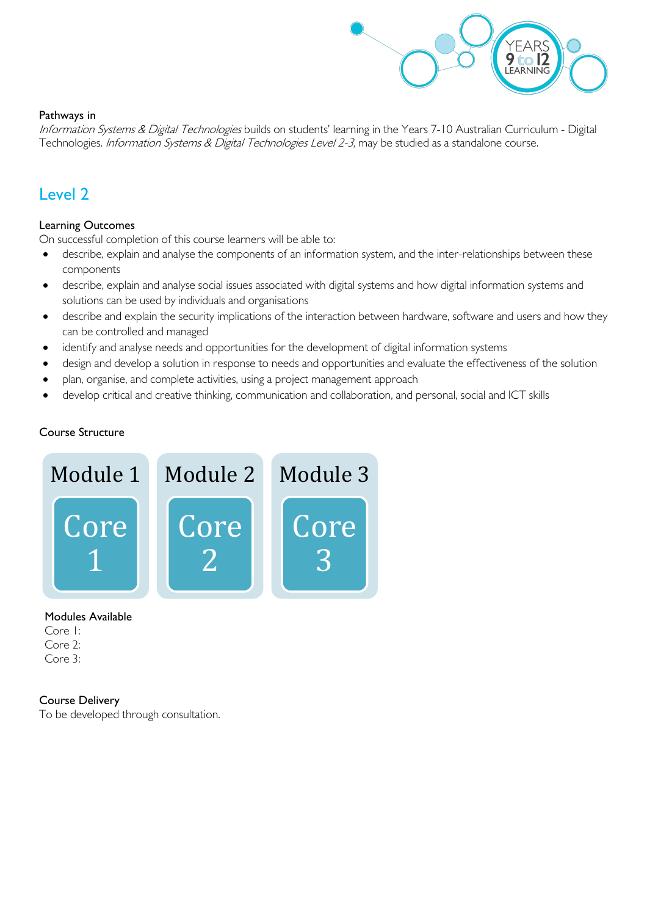Pathways in

*Information Systems & Digital Technologies* builds on students' learning in the Years 7-10 Australian Curriculum - Digital Technologies. *Information Systems & Digital Technologies Level 2-3,* may be studied as a standalone course.

## Level 2

Learning Outcomes

On successful completion of this course learners will be able to:

- describe, explain and analyse the components of an information system, and the inter-relationships between these components
- describe, explain and analyse social issues associated with digital systems and how digital information systems and solutions can be used by individuals and organisations
- describe and explain the security implications of the interaction between hardware, software and users and how they can be controlled and managed
- identify and analyse needs and opportunities for the development of digital information systems
- design and develop a solution in response to needs and opportunities and evaluate the effectiveness of the solution
- plan, organise, and complete activities, using a project management approach
- develop critical and creative thinking, communication and collaboration, and personal, social and ICT skills

Course Structure

| Module 1 | Module 2 | Module 3 |
|---|---|---|
| Core 1 | Core 2 | Core 3 |

Modules Available

Core 1:
Core 2:
Core 3:

Course Delivery

To be developed through consultation.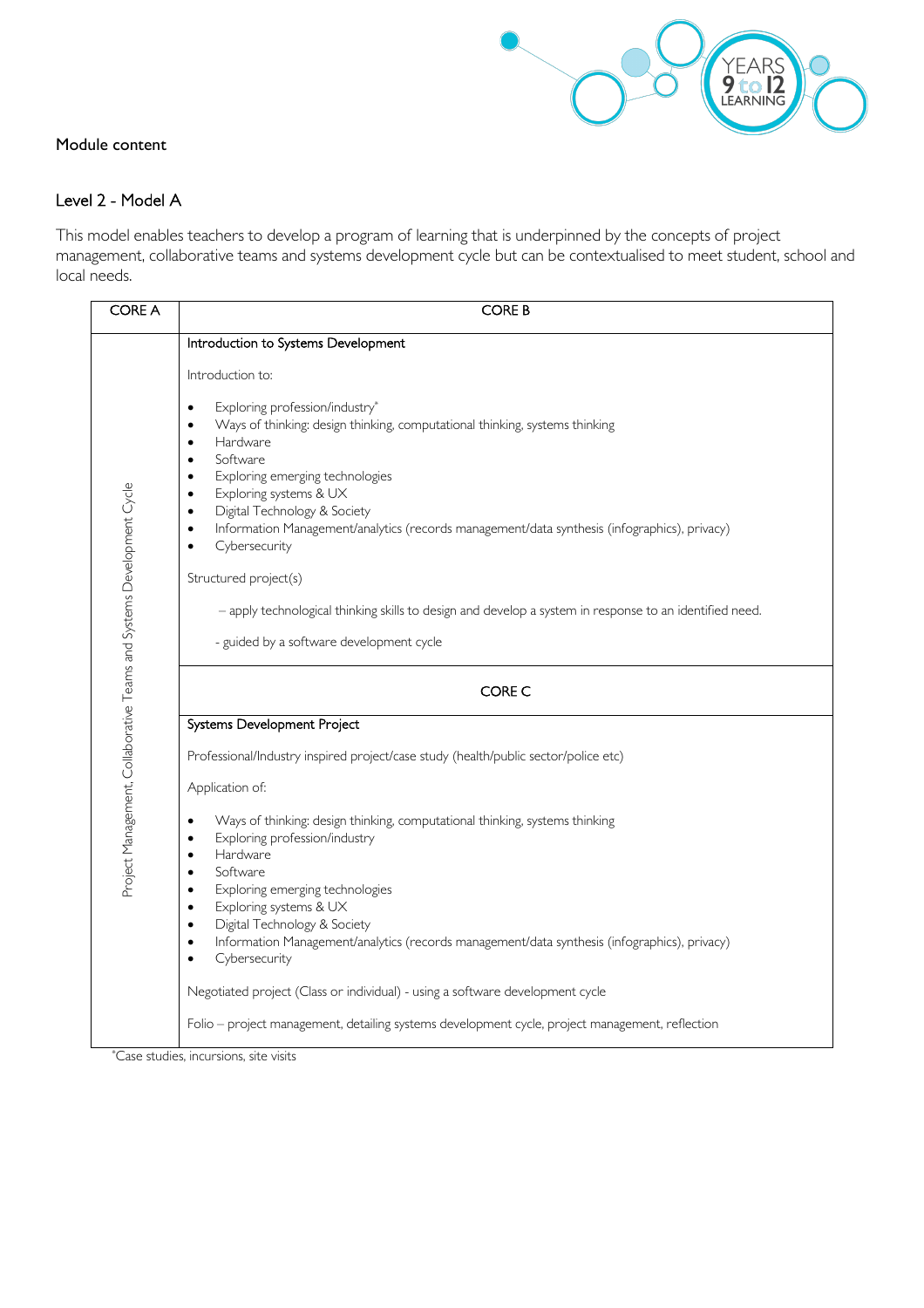## Module content

### Level 2 - Model A

This model enables teachers to develop a program of learning that is underpinned by the concepts of project management, collaborative teams and systems development cycle but can be contextualised to meet student, school and local needs.

| CORE A | CORE B |
|---|---|
| Project Management, Collaborative Teams and Systems Development Cycle | **Introduction to Systems Development**<br><br>Introduction to:<br><br>• Exploring profession/industry*<br>• Ways of thinking: design thinking, computational thinking, systems thinking<br>• Hardware<br>• Software<br>• Exploring emerging technologies<br>• Exploring systems & UX<br>• Digital Technology & Society<br>• Information Management/analytics (records management/data synthesis (infographics), privacy)<br>• Cybersecurity<br><br>Structured project(s)<br><br>– apply technological thinking skills to design and develop a system in response to an identified need.<br><br>- guided by a software development cycle |
| | CORE C |
| | **Systems Development Project**<br><br>Professional/Industry inspired project/case study (health/public sector/police etc)<br><br>Application of:<br><br>• Ways of thinking: design thinking, computational thinking, systems thinking<br>• Exploring profession/industry<br>• Hardware<br>• Software<br>• Exploring emerging technologies<br>• Exploring systems & UX<br>• Digital Technology & Society<br>• Information Management/analytics (records management/data synthesis (infographics), privacy)<br>• Cybersecurity<br><br>Negotiated project (Class or individual) - using a software development cycle<br><br>Folio – project management, detailing systems development cycle, project management, reflection |

*Case studies, incursions, site visits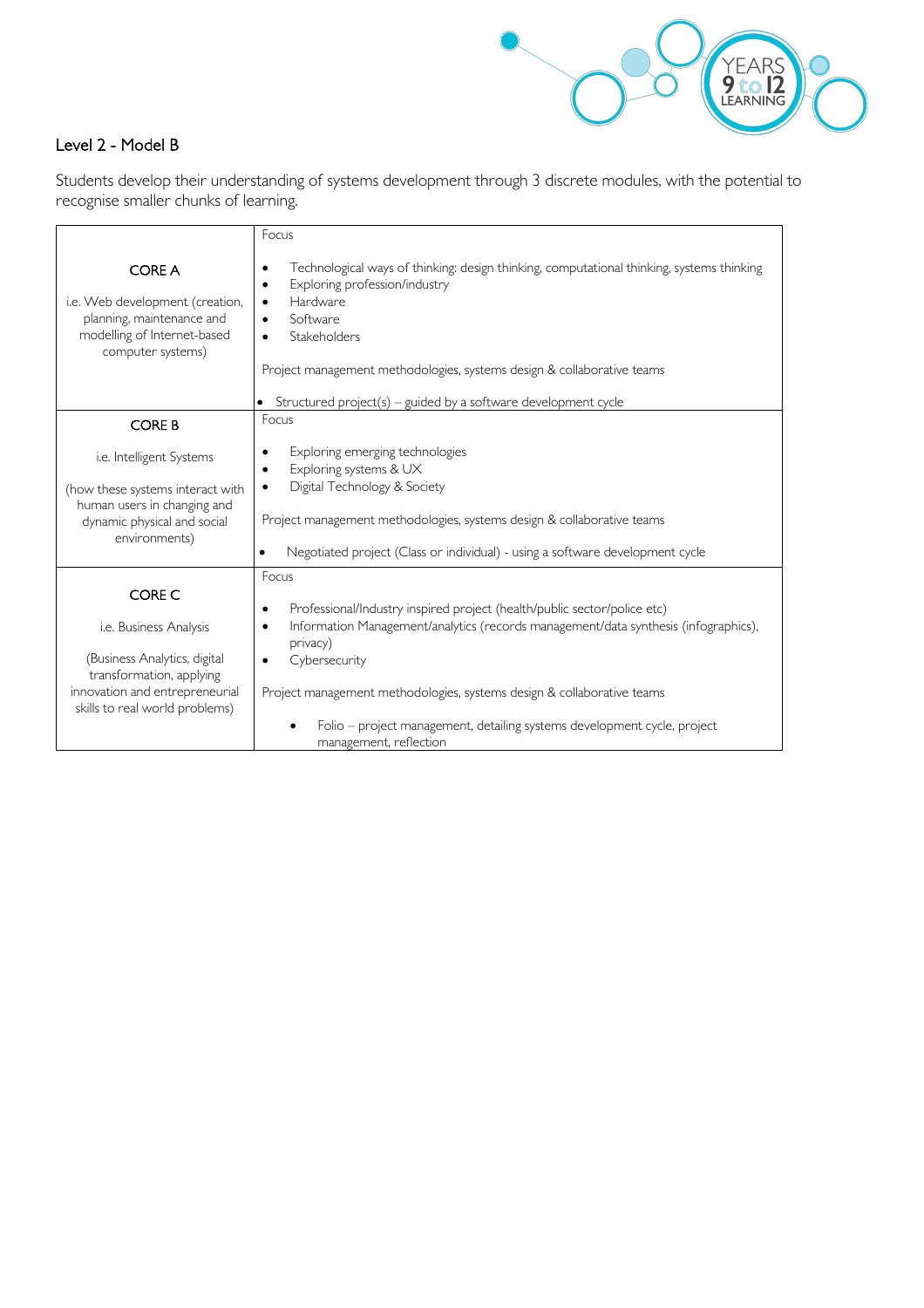## Level 2 - Model B

Students develop their understanding of systems development through 3 discrete modules, with the potential to recognise smaller chunks of learning.

| | Focus |
|---|---|
| **CORE A**<br><br>i.e. Web development (creation, planning, maintenance and modelling of Internet-based computer systems) | • Technological ways of thinking: design thinking, computational thinking, systems thinking<br>• Exploring profession/industry<br>• Hardware<br>• Software<br>• Stakeholders<br><br>Project management methodologies, systems design & collaborative teams<br><br>• Structured project(s) – guided by a software development cycle |
| **CORE B**<br><br>i.e. Intelligent Systems<br><br>(how these systems interact with human users in changing and dynamic physical and social environments) | Focus<br><br>• Exploring emerging technologies<br>• Exploring systems & UX<br>• Digital Technology & Society<br><br>Project management methodologies, systems design & collaborative teams<br><br>• Negotiated project (Class or individual) - using a software development cycle |
| **CORE C**<br><br>i.e. Business Analysis<br><br>(Business Analytics, digital transformation, applying innovation and entrepreneurial skills to real world problems) | Focus<br><br>• Professional/Industry inspired project (health/public sector/police etc)<br>• Information Management/analytics (records management/data synthesis (infographics), privacy)<br>• Cybersecurity<br><br>Project management methodologies, systems design & collaborative teams<br><br>• Folio – project management, detailing systems development cycle, project management, reflection |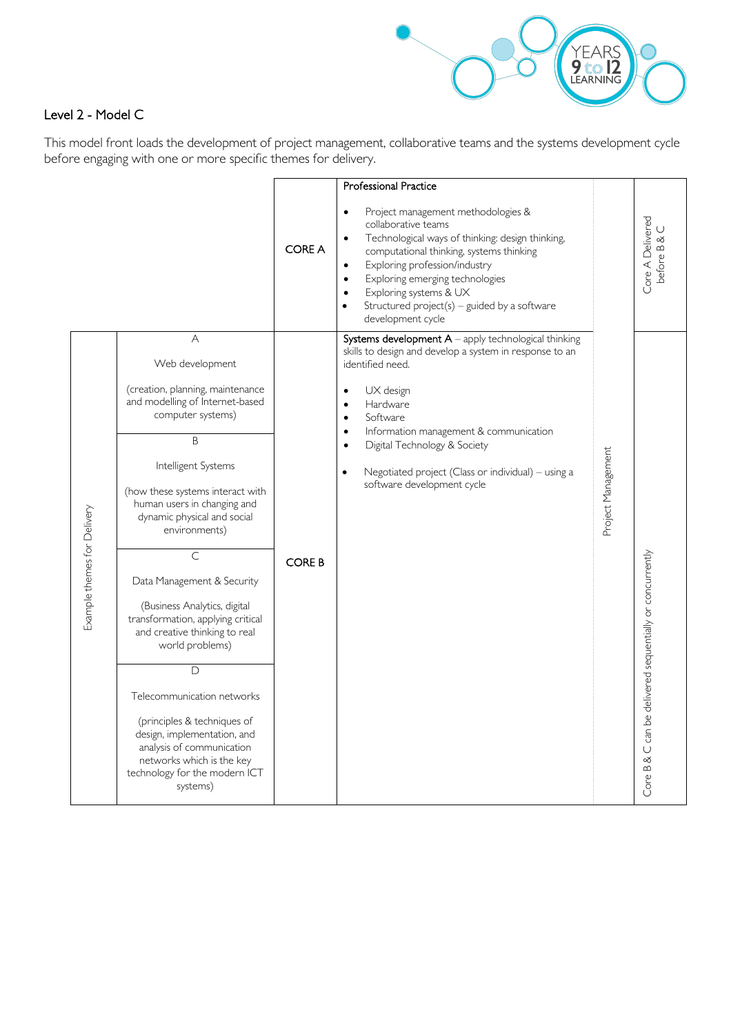## Level 2 - Model C

This model front loads the development of project management, collaborative teams and the systems development cycle before engaging with one or more specific themes for delivery.

| Example themes for Delivery | Themes | Core | Content | | Delivery |
|---|---|---|---|---|---|
| | | CORE A | **Professional Practice**<br><br>• Project management methodologies & collaborative teams<br>• Technological ways of thinking: design thinking, computational thinking, systems thinking<br>• Exploring profession/industry<br>• Exploring emerging technologies<br>• Exploring systems & UX<br>• Structured project(s) – guided by a software development cycle | Project Management | Core A Delivered before B & C |
| Example themes for Delivery | A<br><br>Web development<br><br>(creation, planning, maintenance and modelling of Internet-based computer systems) | CORE B | **Systems development A** – apply technological thinking skills to design and develop a system in response to an identified need.<br><br>• UX design<br>• Hardware<br>• Software<br>• Information management & communication<br>• Digital Technology & Society<br><br>• Negotiated project (Class or individual) – using a software development cycle | Project Management | Core B & C can be delivered sequentially or concurrently |
| | B<br><br>Intelligent Systems<br><br>(how these systems interact with human users in changing and dynamic physical and social environments) | | | | |
| | C<br><br>Data Management & Security<br><br>(Business Analytics, digital transformation, applying critical and creative thinking to real world problems) | | | | |
| | D<br><br>Telecommunication networks<br><br>(principles & techniques of design, implementation, and analysis of communication networks which is the key technology for the modern ICT systems) | | | | |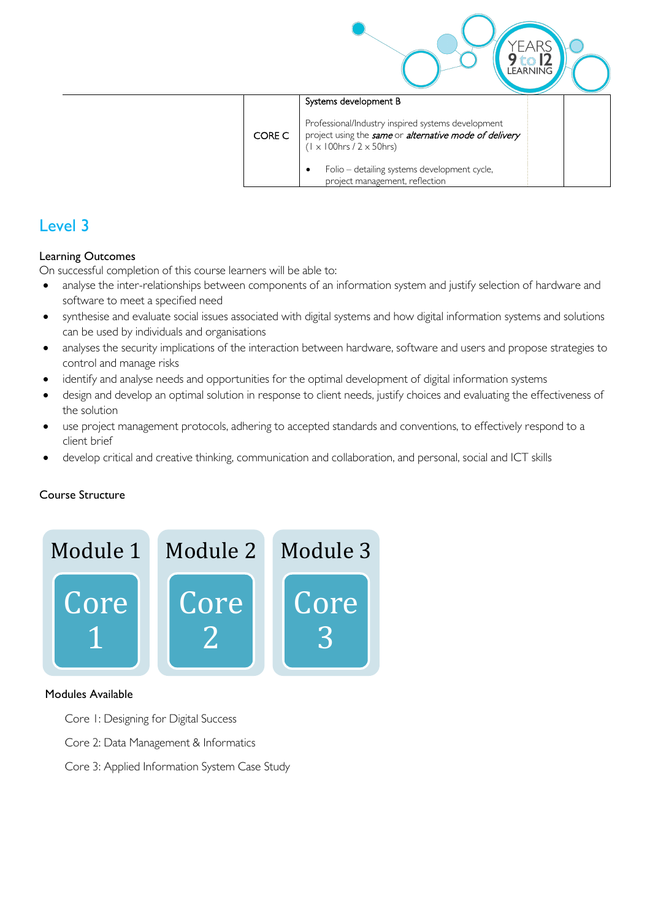| | | | | |
|---|---|---|---|---|
| | CORE C | Systems development B<br><br>Professional/Industry inspired systems development project using the ***same*** or ***alternative mode of delivery*** (1 x 100hrs / 2 x 50hrs)<br><br>• Folio – detailing systems development cycle, project management, reflection | | |

## Level 3

**Learning Outcomes**

On successful completion of this course learners will be able to:

- analyse the inter-relationships between components of an information system and justify selection of hardware and software to meet a specified need
- synthesise and evaluate social issues associated with digital systems and how digital information systems and solutions can be used by individuals and organisations
- analyses the security implications of the interaction between hardware, software and users and propose strategies to control and manage risks
- identify and analyse needs and opportunities for the optimal development of digital information systems
- design and develop an optimal solution in response to client needs, justify choices and evaluating the effectiveness of the solution
- use project management protocols, adhering to accepted standards and conventions, to effectively respond to a client brief
- develop critical and creative thinking, communication and collaboration, and personal, social and ICT skills

**Course Structure**

| Module 1 | Module 2 | Module 3 |
|---|---|---|
| Core 1 | Core 2 | Core 3 |

**Modules Available**

Core 1: Designing for Digital Success

Core 2: Data Management & Informatics

Core 3: Applied Information System Case Study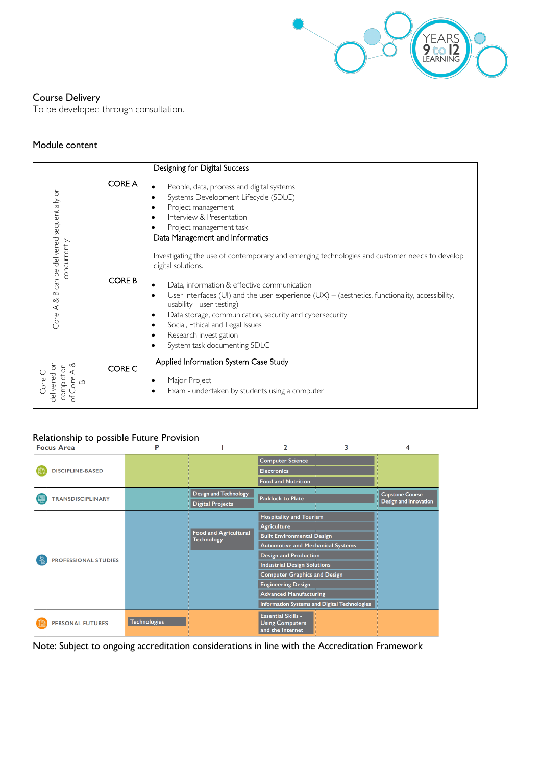## Course Delivery

To be developed through consultation.

## Module content

| | | |
|---|---|---|
| Core A & B can be delivered sequentially or concurrently | CORE A | Designing for Digital Success<br><br>• People, data, process and digital systems<br>• Systems Development Lifecycle (SDLC)<br>• Project management<br>• Interview & Presentation<br>• Project management task |
| | CORE B | Data Management and Informatics<br><br>Investigating the use of contemporary and emerging technologies and customer needs to develop digital solutions.<br><br>• Data, information & effective communication<br>• User interfaces (UI) and the user experience (UX) – (aesthetics, functionality, accessibility, usability - user testing)<br>• Data storage, communication, security and cybersecurity<br>• Social, Ethical and Legal Issues<br>• Research investigation<br>• System task documenting SDLC |
| Core C delivered on completion of Core A & B | CORE C | Applied Information System Case Study<br><br>• Major Project<br>• Exam - undertaken by students using a computer |

## Relationship to possible Future Provision

Focus Area | P | 1 | 2 | 3 | 4

DISCIPLINE-BASED
- Computer Science
- Electronics
- Food and Nutrition

TRANSDISCIPLINARY
- Design and Technology
- Digital Projects
- Paddock to Plate
- Capstone Course Design and Innovation

PROFESSIONAL STUDIES
- Food and Agricultural Technology
- Hospitality and Tourism
- Agriculture
- Built Environmental Design
- Automotive and Mechanical Systems
- Design and Production
- Industrial Design Solutions
- Computer Graphics and Design
- Engineering Design
- Advanced Manufacturing
- Information Systems and Digital Technologies

PERSONAL FUTURES
- Technologies
- Essential Skills - Using Computers and the Internet

Note: Subject to ongoing accreditation considerations in line with the Accreditation Framework